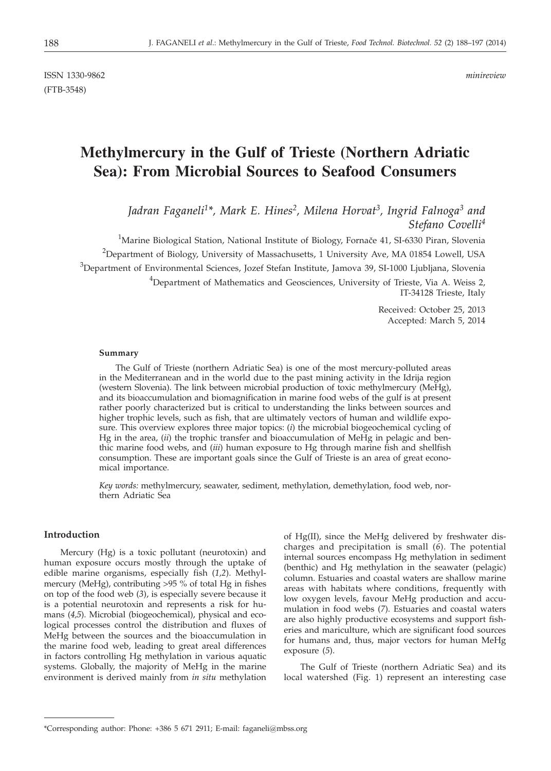ISSN 1330-9862 *minireview*
(FTB-3548)

# Methylmercury in the Gulf of Trieste (Northern Adriatic Sea): From Microbial Sources to Seafood Consumers

*Jadran Faganeli[1]\*, Mark E. Hines[2], Milena Horvat[3], Ingrid Falnoga[3] and Stefano Covelli[4]*

[1]Marine Biological Station, National Institute of Biology, Fornače 41, SI-6330 Piran, Slovenia

[2]Department of Biology, University of Massachusetts, 1 University Ave, MA 01854 Lowell, USA

[3]Department of Environmental Sciences, Jozef Stefan Institute, Jamova 39, SI-1000 Ljubljana, Slovenia

[4]Department of Mathematics and Geosciences, University of Trieste, Via A. Weiss 2, IT-34128 Trieste, Italy

Received: October 25, 2013
Accepted: March 5, 2014

### Summary

The Gulf of Trieste (northern Adriatic Sea) is one of the most mercury-polluted areas in the Mediterranean and in the world due to the past mining activity in the Idrija region (western Slovenia). The link between microbial production of toxic methylmercury (MeHg), and its bioaccumulation and biomagnification in marine food webs of the gulf is at present rather poorly characterized but is critical to understanding the links between sources and higher trophic levels, such as fish, that are ultimately vectors of human and wildlife exposure. This overview explores three major topics: (*i*) the microbial biogeochemical cycling of Hg in the area, (*ii*) the trophic transfer and bioaccumulation of MeHg in pelagic and benthic marine food webs, and (*iii*) human exposure to Hg through marine fish and shellfish consumption. These are important goals since the Gulf of Trieste is an area of great economical importance.

*Key words:* methylmercury, seawater, sediment, methylation, demethylation, food web, northern Adriatic Sea

## Introduction

Mercury (Hg) is a toxic pollutant (neurotoxin) and human exposure occurs mostly through the uptake of edible marine organisms, especially fish (*1,2*). Methylmercury (MeHg), contributing >95 % of total Hg in fishes on top of the food web (*3*), is especially severe because it is a potential neurotoxin and represents a risk for humans (*4,5*). Microbial (biogeochemical), physical and ecological processes control the distribution and fluxes of MeHg between the sources and the bioaccumulation in the marine food web, leading to great areal differences in factors controlling Hg methylation in various aquatic systems. Globally, the majority of MeHg in the marine environment is derived mainly from *in situ* methylation of Hg(II), since the MeHg delivered by freshwater discharges and precipitation is small (*6*). The potential internal sources encompass Hg methylation in sediment (benthic) and Hg methylation in the seawater (pelagic) column. Estuaries and coastal waters are shallow marine areas with habitats where conditions, frequently with low oxygen levels, favour MeHg production and accumulation in food webs (*7*). Estuaries and coastal waters are also highly productive ecosystems and support fisheries and mariculture, which are significant food sources for humans and, thus, major vectors for human MeHg exposure (*5*).

The Gulf of Trieste (northern Adriatic Sea) and its local watershed (Fig. 1) represent an interesting case

\*Corresponding author: Phone: +386 5 671 2911; E-mail: faganeli@mbss.org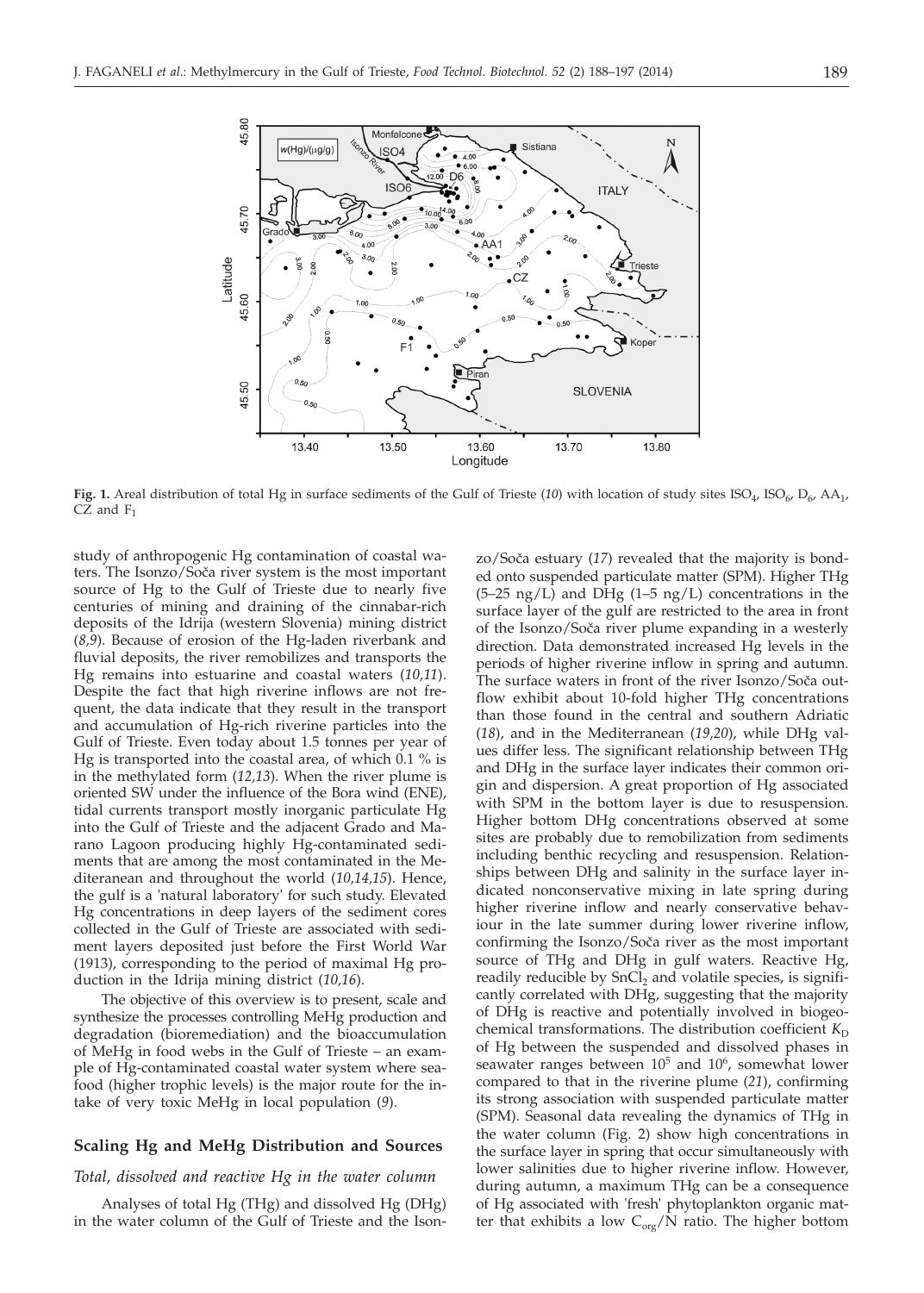**Fig. 1.** Areal distribution of total Hg in surface sediments of the Gulf of Trieste (*10*) with location of study sites $ISO_4$, $ISO_6$, $D_6$, $AA_1$, CZ and $F_1$

study of anthropogenic Hg contamination of coastal waters. The Isonzo/Soča river system is the most important source of Hg to the Gulf of Trieste due to nearly five centuries of mining and draining of the cinnabar-rich deposits of the Idrija (western Slovenia) mining district (*8,9*). Because of erosion of the Hg-laden riverbank and fluvial deposits, the river remobilizes and transports the Hg remains into estuarine and coastal waters (*10,11*). Despite the fact that high riverine inflows are not frequent, the data indicate that they result in the transport and accumulation of Hg-rich riverine particles into the Gulf of Trieste. Even today about 1.5 tonnes per year of Hg is transported into the coastal area, of which 0.1 % is in the methylated form (*12,13*). When the river plume is oriented SW under the influence of the Bora wind (ENE), tidal currents transport mostly inorganic particulate Hg into the Gulf of Trieste and the adjacent Grado and Marano Lagoon producing highly Hg-contaminated sediments that are among the most contaminated in the Mediterranean and throughout the world (*10,14,15*). Hence, the gulf is a 'natural laboratory' for such study. Elevated Hg concentrations in deep layers of the sediment cores collected in the Gulf of Trieste are associated with sediment layers deposited just before the First World War (1913), corresponding to the period of maximal Hg production in the Idrija mining district (*10,16*).

The objective of this overview is to present, scale and synthesize the processes controlling MeHg production and degradation (bioremediation) and the bioaccumulation of MeHg in food webs in the Gulf of Trieste – an example of Hg-contaminated coastal water system where seafood (higher trophic levels) is the major route for the intake of very toxic MeHg in local population (*9*).

## Scaling Hg and MeHg Distribution and Sources

### *Total, dissolved and reactive Hg in the water column*

Analyses of total Hg (THg) and dissolved Hg (DHg) in the water column of the Gulf of Trieste and the Isonzo/Soča estuary (*17*) revealed that the majority is bonded onto suspended particulate matter (SPM). Higher THg (5–25 ng/L) and DHg (1–5 ng/L) concentrations in the surface layer of the gulf are restricted to the area in front of the Isonzo/Soča river plume expanding in a westerly direction. Data demonstrated increased Hg levels in the periods of higher riverine inflow in spring and autumn. The surface waters in front of the river Isonzo/Soča outflow exhibit about 10-fold higher THg concentrations than those found in the central and southern Adriatic (*18*), and in the Mediterranean (*19,20*), while DHg values differ less. The significant relationship between THg and DHg in the surface layer indicates their common origin and dispersion. A great proportion of Hg associated with SPM in the bottom layer is due to resuspension. Higher bottom DHg concentrations observed at some sites are probably due to remobilization from sediments including benthic recycling and resuspension. Relationships between DHg and salinity in the surface layer indicated nonconservative mixing in late spring during higher riverine inflow and nearly conservative behaviour in the late summer during lower riverine inflow, confirming the Isonzo/Soča river as the most important source of THg and DHg in gulf waters. Reactive Hg, readily reducible by $SnCl_2$ and volatile species, is significantly correlated with DHg, suggesting that the majority of DHg is reactive and potentially involved in biogeochemical transformations. The distribution coefficient $K_D$ of Hg between the suspended and dissolved phases in seawater ranges between $10^5$ and $10^6$, somewhat lower compared to that in the riverine plume (*21*), confirming its strong association with suspended particulate matter (SPM). Seasonal data revealing the dynamics of THg in the water column (Fig. 2) show high concentrations in the surface layer in spring that occur simultaneously with lower salinities due to higher riverine inflow. However, during autumn, a maximum THg can be a consequence of Hg associated with 'fresh' phytoplankton organic matter that exhibits a low $C_{org}/N$ ratio. The higher bottom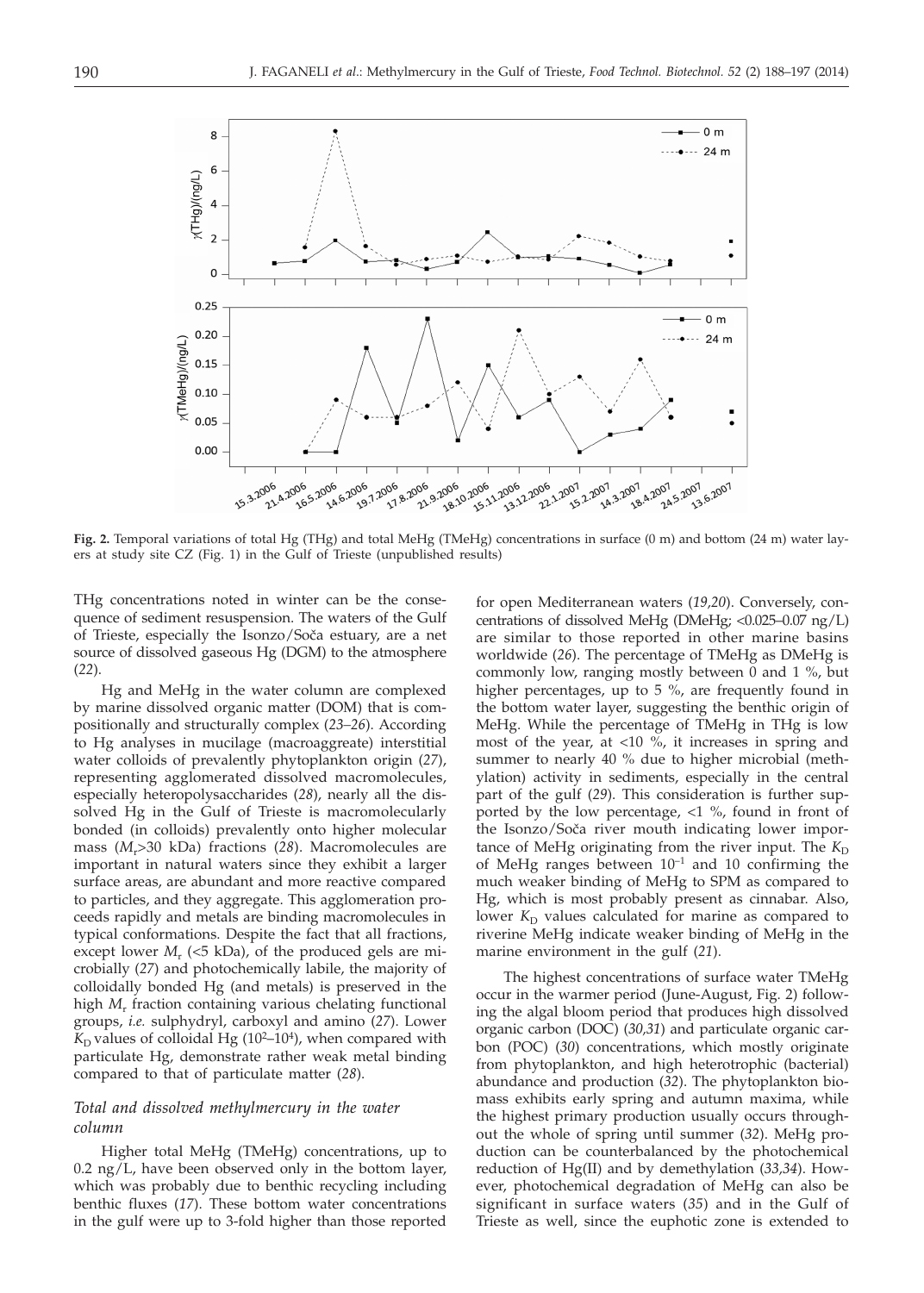**Fig. 2.** Temporal variations of total Hg (THg) and total MeHg (TMeHg) concentrations in surface (0 m) and bottom (24 m) water layers at study site CZ (Fig. 1) in the Gulf of Trieste (unpublished results)

THg concentrations noted in winter can be the consequence of sediment resuspension. The waters of the Gulf of Trieste, especially the Isonzo/Soča estuary, are a net source of dissolved gaseous Hg (DGM) to the atmosphere (*22*).

Hg and MeHg in the water column are complexed by marine dissolved organic matter (DOM) that is compositionally and structurally complex (*23–26*). According to Hg analyses in mucilage (macroaggreate) interstitial water colloids of prevalently phytoplankton origin (*27*), representing agglomerated dissolved macromolecules, especially heteropolysaccharides (*28*), nearly all the dissolved Hg in the Gulf of Trieste is macromolecularly bonded (in colloids) prevalently onto higher molecular mass ($M_r$>30 kDa) fractions (*28*). Macromolecules are important in natural waters since they exhibit a larger surface areas, are abundant and more reactive compared to particles, and they aggregate. This agglomeration proceeds rapidly and metals are binding macromolecules in typical conformations. Despite the fact that all fractions, except lower $M_r$ (<5 kDa), of the produced gels are microbially (*27*) and photochemically labile, the majority of colloidally bonded Hg (and metals) is preserved in the high $M_r$ fraction containing various chelating functional groups, *i.e.* sulphydryl, carboxyl and amino (*27*). Lower $K_D$ values of colloidal Hg ($10^2$–$10^4$), when compared with particulate Hg, demonstrate rather weak metal binding compared to that of particulate matter (*28*).

### *Total and dissolved methylmercury in the water column*

Higher total MeHg (TMeHg) concentrations, up to 0.2 ng/L, have been observed only in the bottom layer, which was probably due to benthic recycling including benthic fluxes (*17*). These bottom water concentrations in the gulf were up to 3-fold higher than those reported for open Mediterranean waters (*19,20*). Conversely, concentrations of dissolved MeHg (DMeHg; <0.025–0.07 ng/L) are similar to those reported in other marine basins worldwide (*26*). The percentage of TMeHg as DMeHg is commonly low, ranging mostly between 0 and 1 %, but higher percentages, up to 5 %, are frequently found in the bottom water layer, suggesting the benthic origin of MeHg. While the percentage of TMeHg in THg is low most of the year, at <10 %, it increases in spring and summer to nearly 40 % due to higher microbial (methylation) activity in sediments, especially in the central part of the gulf (*29*). This consideration is further supported by the low percentage, <1 %, found in front of the Isonzo/Soča river mouth indicating lower importance of MeHg originating from the river input. The $K_D$ of MeHg ranges between $10^{-1}$ and 10 confirming the much weaker binding of MeHg to SPM as compared to Hg, which is most probably present as cinnabar. Also, lower $K_D$ values calculated for marine as compared to riverine MeHg indicate weaker binding of MeHg in the marine environment in the gulf (*21*).

The highest concentrations of surface water TMeHg occur in the warmer period (June-August, Fig. 2) following the algal bloom period that produces high dissolved organic carbon (DOC) (*30,31*) and particulate organic carbon (POC) (*30*) concentrations, which mostly originate from phytoplankton, and high heterotrophic (bacterial) abundance and production (*32*). The phytoplankton biomass exhibits early spring and autumn maxima, while the highest primary production usually occurs throughout the whole of spring until summer (*32*). MeHg production can be counterbalanced by the photochemical reduction of Hg(II) and by demethylation (*33,34*). However, photochemical degradation of MeHg can also be significant in surface waters (*35*) and in the Gulf of Trieste as well, since the euphotic zone is extended to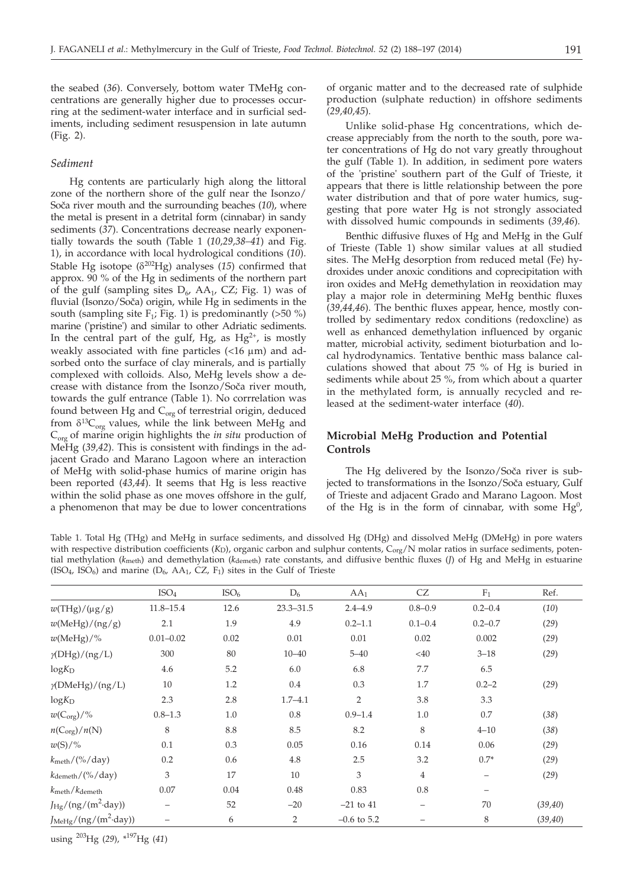the seabed (*36*). Conversely, bottom water TMeHg concentrations are generally higher due to processes occurring at the sediment-water interface and in surficial sediments, including sediment resuspension in late autumn (Fig. 2).

### *Sediment*

Hg contents are particularly high along the littoral zone of the northern shore of the gulf near the Isonzo/Soča river mouth and the surrounding beaches (*10*), where the metal is present in a detrital form (cinnabar) in sandy sediments (*37*). Concentrations decrease nearly exponentially towards the south (Table 1 (*10,29,38–41*) and Fig. 1), in accordance with local hydrological conditions (*10*). Stable Hg isotope ($\delta^{202}$Hg) analyses (*15*) confirmed that approx. 90 % of the Hg in sediments of the northern part of the gulf (sampling sites $D_6$, $AA_1$, CZ; Fig. 1) was of fluvial (Isonzo/Soča) origin, while Hg in sediments in the south (sampling site $F_1$; Fig. 1) is predominantly (>50 %) marine ('pristine') and similar to other Adriatic sediments. In the central part of the gulf, Hg, as $Hg^{2+}$, is mostly weakly associated with fine particles (<16 μm) and adsorbed onto the surface of clay minerals, and is partially complexed with colloids. Also, MeHg levels show a decrease with distance from the Isonzo/Soča river mouth, towards the gulf entrance (Table 1). No corrrelation was found between Hg and $C_{org}$ of terrestrial origin, deduced from $\delta^{13}C_{org}$ values, while the link between MeHg and $C_{org}$ of marine origin highlights the *in situ* production of MeHg (*39,42*). This is consistent with findings in the adjacent Grado and Marano Lagoon where an interaction of MeHg with solid-phase humics of marine origin has been reported (*43,44*). It seems that Hg is less reactive within the solid phase as one moves offshore in the gulf, a phenomenon that may be due to lower concentrations of organic matter and to the decreased rate of sulphide production (sulphate reduction) in offshore sediments (*29,40,45*).

Unlike solid-phase Hg concentrations, which decrease appreciably from the north to the south, pore water concentrations of Hg do not vary greatly throughout the gulf (Table 1). In addition, in sediment pore waters of the 'pristine' southern part of the Gulf of Trieste, it appears that there is little relationship between the pore water distribution and that of pore water humics, suggesting that pore water Hg is not strongly associated with dissolved humic compounds in sediments (*39,46*).

Benthic diffusive fluxes of Hg and MeHg in the Gulf of Trieste (Table 1) show similar values at all studied sites. The MeHg desorption from reduced metal (Fe) hydroxides under anoxic conditions and coprecipitation with iron oxides and MeHg demethylation in reoxidation may play a major role in determining MeHg benthic fluxes (*39,44,46*). The benthic fluxes appear, hence, mostly controlled by sedimentary redox conditions (redoxcline) as well as enhanced demethylation influenced by organic matter, microbial activity, sediment bioturbation and local hydrodynamics. Tentative benthic mass balance calculations showed that about 75 % of Hg is buried in sediments while about 25 %, from which about a quarter in the methylated form, is annually recycled and released at the sediment-water interface (*40*).

## Microbial MeHg Production and Potential Controls

The Hg delivered by the Isonzo/Soča river is subjected to transformations in the Isonzo/Soča estuary, Gulf of Trieste and adjacent Grado and Marano Lagoon. Most of the Hg is in the form of cinnabar, with some $Hg^0$,

Table 1. Total Hg (THg) and MeHg in surface sediments, and dissolved Hg (DHg) and dissolved MeHg (DMeHg) in pore waters with respective distribution coefficients ($K_D$), organic carbon and sulphur contents, $C_{org}$/N molar ratios in surface sediments, potential methylation ($k_{meth}$) and demethylation ($k_{demeth}$) rate constants, and diffusive benthic fluxes (*J*) of Hg and MeHg in estuarine ($ISO_4$, $ISO_6$) and marine ($D_6$, $AA_1$, CZ, $F_1$) sites in the Gulf of Trieste

| | $ISO_4$ | $ISO_6$ | $D_6$ | $AA_1$ | CZ | $F_1$ | Ref. |
|---|---|---|---|---|---|---|---|
| $w$(THg)/(μg/g) | 11.8–15.4 | 12.6 | 23.3–31.5 | 2.4–4.9 | 0.8–0.9 | 0.2–0.4 | (*10*) |
| $w$(MeHg)/(ng/g) | 2.1 | 1.9 | 4.9 | 0.2–1.1 | 0.1–0.4 | 0.2–0.7 | (*29*) |
| $w$(MeHg)/% | 0.01–0.02 | 0.02 | 0.01 | 0.01 | 0.02 | 0.002 | (*29*) |
| $\gamma$(DHg)/(ng/L) | 300 | 80 | 10–40 | 5–40 | <40 | 3–18 | (*29*) |
| $\log K_D$ | 4.6 | 5.2 | 6.0 | 6.8 | 7.7 | 6.5 | |
| $\gamma$(DMeHg)/(ng/L) | 10 | 1.2 | 0.4 | 0.3 | 1.7 | 0.2–2 | (*29*) |
| $\log K_D$ | 2.3 | 2.8 | 1.7–4.1 | 2 | 3.8 | 3.3 | |
| $w(C_{org})$/% | 0.8–1.3 | 1.0 | 0.8 | 0.9–1.4 | 1.0 | 0.7 | (*38*) |
| $n(C_{org})/n$(N) | 8 | 8.8 | 8.5 | 8.2 | 8 | 4–10 | (*38*) |
| $w$(S)/% | 0.1 | 0.3 | 0.05 | 0.16 | 0.14 | 0.06 | (*29*) |
| $k_{meth}$/(%/day) | 0.2 | 0.6 | 4.8 | 2.5 | 3.2 | 0.7* | (*29*) |
| $k_{demeth}$/(%/day) | 3 | 17 | 10 | 3 | 4 | – | (*29*) |
| $k_{meth}/k_{demeth}$ | 0.07 | 0.04 | 0.48 | 0.83 | 0.8 | – | |
| $J_{Hg}/(ng/(m^2 \cdot day))$ | – | 52 | –20 | –21 to 41 | – | 70 | (*39,40*) |
| $J_{MeHg}/(ng/(m^2 \cdot day))$ | – | 6 | 2 | –0.6 to 5.2 | – | 8 | (*39,40*) |

using $^{203}$Hg (*29*), *$^{197}$Hg (*41*)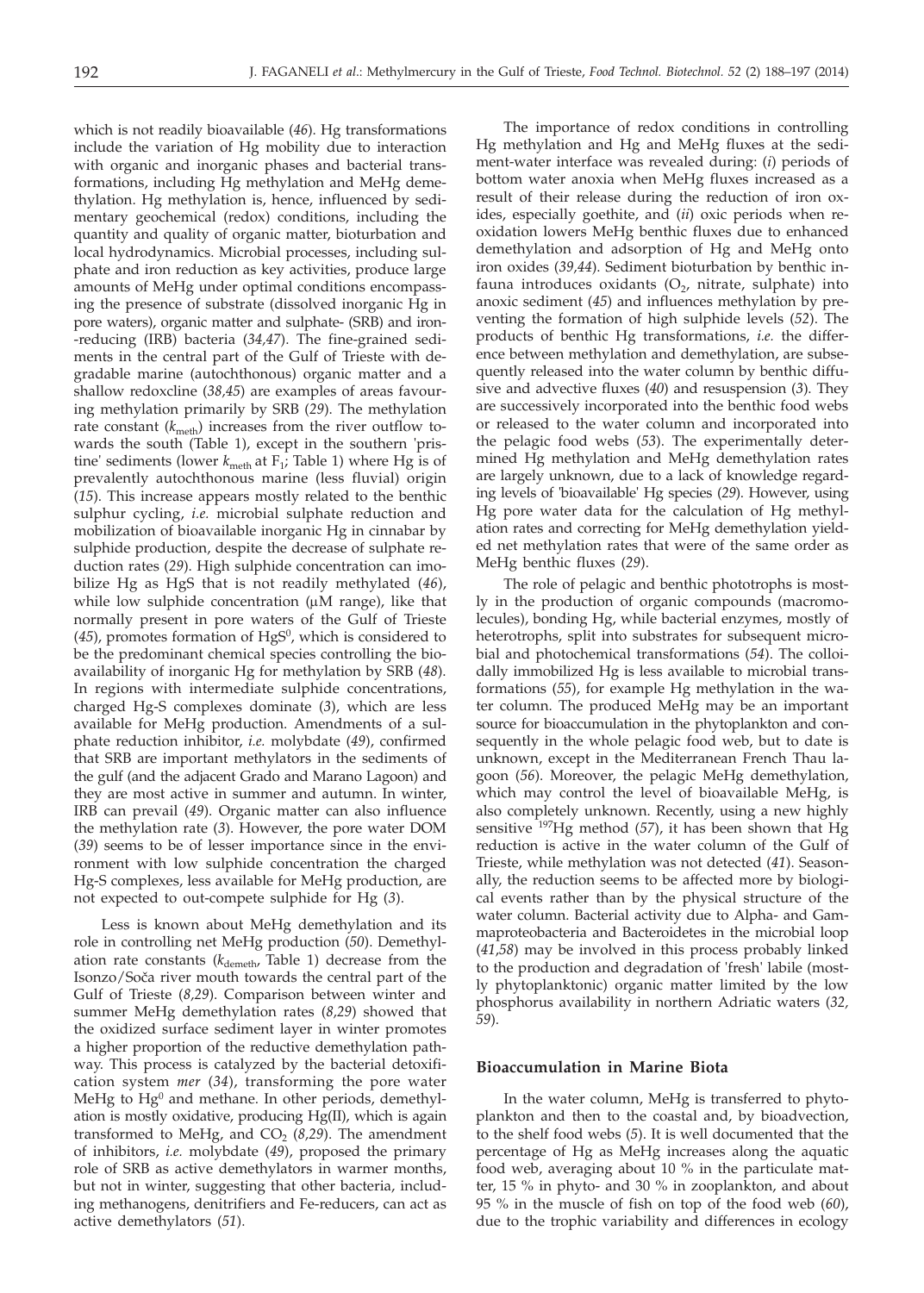which is not readily bioavailable (*46*). Hg transformations include the variation of Hg mobility due to interaction with organic and inorganic phases and bacterial transformations, including Hg methylation and MeHg demethylation. Hg methylation is, hence, influenced by sedimentary geochemical (redox) conditions, including the quantity and quality of organic matter, bioturbation and local hydrodynamics. Microbial processes, including sulphate and iron reduction as key activities, produce large amounts of MeHg under optimal conditions encompassing the presence of substrate (dissolved inorganic Hg in pore waters), organic matter and sulphate- (SRB) and iron-reducing (IRB) bacteria (*34,47*). The fine-grained sediments in the central part of the Gulf of Trieste with degradable marine (autochthonous) organic matter and a shallow redoxcline (*38,45*) are examples of areas favouring methylation primarily by SRB (*29*). The methylation rate constant ($k_{meth}$) increases from the river outflow towards the south (Table 1), except in the southern 'pristine' sediments (lower $k_{meth}$ at $F_1$; Table 1) where Hg is of prevalently autochthonous marine (less fluvial) origin (*15*). This increase appears mostly related to the benthic sulphur cycling, *i.e.* microbial sulphate reduction and mobilization of bioavailable inorganic Hg in cinnabar by sulphide production, despite the decrease of sulphate reduction rates (*29*). High sulphide concentration can imobilize Hg as HgS that is not readily methylated (*46*), while low sulphide concentration (μM range), like that normally present in pore waters of the Gulf of Trieste (*45*), promotes formation of $HgS^0$, which is considered to be the predominant chemical species controlling the bioavailability of inorganic Hg for methylation by SRB (*48*). In regions with intermediate sulphide concentrations, charged Hg-S complexes dominate (*3*), which are less available for MeHg production. Amendments of a sulphate reduction inhibitor, *i.e.* molybdate (*49*), confirmed that SRB are important methylators in the sediments of the gulf (and the adjacent Grado and Marano Lagoon) and they are most active in summer and autumn. In winter, IRB can prevail (*49*). Organic matter can also influence the methylation rate (*3*). However, the pore water DOM (*39*) seems to be of lesser importance since in the environment with low sulphide concentration the charged Hg-S complexes, less available for MeHg production, are not expected to out-compete sulphide for Hg (*3*).

Less is known about MeHg demethylation and its role in controlling net MeHg production (*50*). Demethylation rate constants ($k_{demeth}$, Table 1) decrease from the Isonzo/Soča river mouth towards the central part of the Gulf of Trieste (*8,29*). Comparison between winter and summer MeHg demethylation rates (*8,29*) showed that the oxidized surface sediment layer in winter promotes a higher proportion of the reductive demethylation pathway. This process is catalyzed by the bacterial detoxification system *mer* (*34*), transforming the pore water MeHg to $Hg^0$ and methane. In other periods, demethylation is mostly oxidative, producing Hg(II), which is again transformed to MeHg, and $CO_2$ (*8,29*). The amendment of inhibitors, *i.e.* molybdate (*49*), proposed the primary role of SRB as active demethylators in warmer months, but not in winter, suggesting that other bacteria, including methanogens, denitrifiers and Fe-reducers, can act as active demethylators (*51*).

The importance of redox conditions in controlling Hg methylation and Hg and MeHg fluxes at the sediment-water interface was revealed during: (*i*) periods of bottom water anoxia when MeHg fluxes increased as a result of their release during the reduction of iron oxides, especially goethite, and (*ii*) oxic periods when reoxidation lowers MeHg benthic fluxes due to enhanced demethylation and adsorption of Hg and MeHg onto iron oxides (*39,44*). Sediment bioturbation by benthic infauna introduces oxidants ($O_2$, nitrate, sulphate) into anoxic sediment (*45*) and influences methylation by preventing the formation of high sulphide levels (*52*). The products of benthic Hg transformations, *i.e.* the difference between methylation and demethylation, are subsequently released into the water column by benthic diffusive and advective fluxes (*40*) and resuspension (*3*). They are successively incorporated into the benthic food webs or released to the water column and incorporated into the pelagic food webs (*53*). The experimentally determined Hg methylation and MeHg demethylation rates are largely unknown, due to a lack of knowledge regarding levels of 'bioavailable' Hg species (*29*). However, using Hg pore water data for the calculation of Hg methylation rates and correcting for MeHg demethylation yielded net methylation rates that were of the same order as MeHg benthic fluxes (*29*).

The role of pelagic and benthic phototrophs is mostly in the production of organic compounds (macromolecules), bonding Hg, while bacterial enzymes, mostly of heterotrophs, split into substrates for subsequent microbial and photochemical transformations (*54*). The colloidally immobilized Hg is less available to microbial transformations (*55*), for example Hg methylation in the water column. The produced MeHg may be an important source for bioaccumulation in the phytoplankton and consequently in the whole pelagic food web, but to date is unknown, except in the Mediterranean French Thau lagoon (*56*). Moreover, the pelagic MeHg demethylation, which may control the level of bioavailable MeHg, is also completely unknown. Recently, using a new highly sensitive $^{197}$Hg method (*57*), it has been shown that Hg reduction is active in the water column of the Gulf of Trieste, while methylation was not detected (*41*). Seasonally, the reduction seems to be affected more by biological events rather than by the physical structure of the water column. Bacterial activity due to Alpha- and Gammaproteobacteria and Bacteroidetes in the microbial loop (*41,58*) may be involved in this process probably linked to the production and degradation of 'fresh' labile (mostly phytoplanktonic) organic matter limited by the low phosphorus availability in northern Adriatic waters (*32, 59*).

## Bioaccumulation in Marine Biota

In the water column, MeHg is transferred to phytoplankton and then to the coastal and, by bioadvection, to the shelf food webs (*5*). It is well documented that the percentage of Hg as MeHg increases along the aquatic food web, averaging about 10 % in the particulate matter, 15 % in phyto- and 30 % in zooplankton, and about 95 % in the muscle of fish on top of the food web (*60*), due to the trophic variability and differences in ecology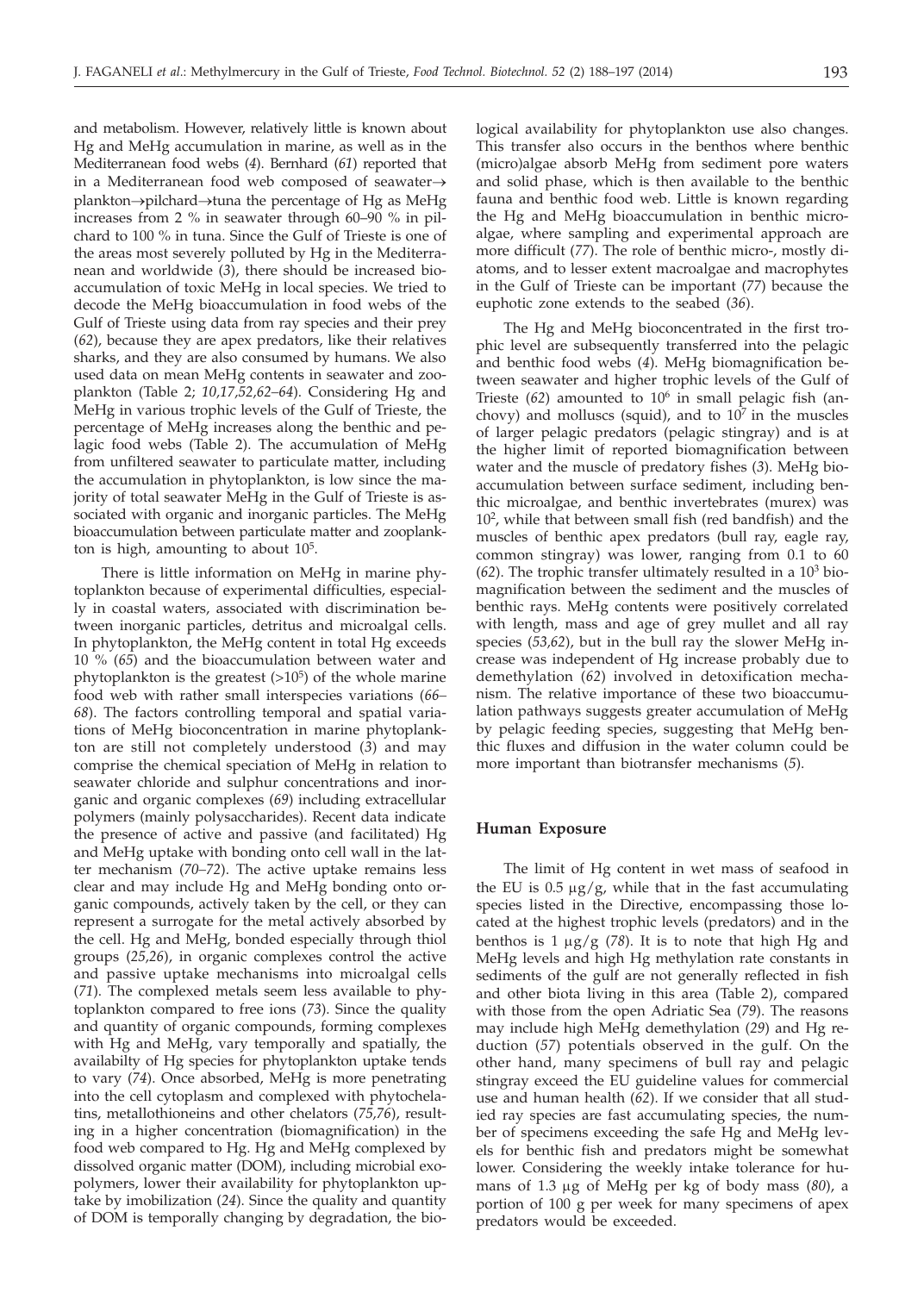and metabolism. However, relatively little is known about Hg and MeHg accumulation in marine, as well as in the Mediterranean food webs (*4*). Bernhard (*61*) reported that in a Mediterranean food web composed of seawater→ plankton→pilchard→tuna the percentage of Hg as MeHg increases from 2 % in seawater through 60–90 % in pilchard to 100 % in tuna. Since the Gulf of Trieste is one of the areas most severely polluted by Hg in the Mediterranean and worldwide (*3*), there should be increased bioaccumulation of toxic MeHg in local species. We tried to decode the MeHg bioaccumulation in food webs of the Gulf of Trieste using data from ray species and their prey (*62*), because they are apex predators, like their relatives sharks, and they are also consumed by humans. We also used data on mean MeHg contents in seawater and zooplankton (Table 2; *10,17,52,62–64*). Considering Hg and MeHg in various trophic levels of the Gulf of Trieste, the percentage of MeHg increases along the benthic and pelagic food webs (Table 2). The accumulation of MeHg from unfiltered seawater to particulate matter, including the accumulation in phytoplankton, is low since the majority of total seawater MeHg in the Gulf of Trieste is associated with organic and inorganic particles. The MeHg bioaccumulation between particulate matter and zooplankton is high, amounting to about $10^5$.

There is little information on MeHg in marine phytoplankton because of experimental difficulties, especially in coastal waters, associated with discrimination between inorganic particles, detritus and microalgal cells. In phytoplankton, the MeHg content in total Hg exceeds 10 % (*65*) and the bioaccumulation between water and phytoplankton is the greatest ($>10^5$) of the whole marine food web with rather small interspecies variations (*66–68*). The factors controlling temporal and spatial variations of MeHg bioconcentration in marine phytoplankton are still not completely understood (*3*) and may comprise the chemical speciation of MeHg in relation to seawater chloride and sulphur concentrations and inorganic and organic complexes (*69*) including extracellular polymers (mainly polysaccharides). Recent data indicate the presence of active and passive (and facilitated) Hg and MeHg uptake with bonding onto cell wall in the latter mechanism (*70–72*). The active uptake remains less clear and may include Hg and MeHg bonding onto organic compounds, actively taken by the cell, or they can represent a surrogate for the metal actively absorbed by the cell. Hg and MeHg, bonded especially through thiol groups (*25,26*), in organic complexes control the active and passive uptake mechanisms into microalgal cells (*71*). The complexed metals seem less available to phytoplankton compared to free ions (*73*). Since the quality and quantity of organic compounds, forming complexes with Hg and MeHg, vary temporally and spatially, the availabilty of Hg species for phytoplankton uptake tends to vary (*74*). Once absorbed, MeHg is more penetrating into the cell cytoplasm and complexed with phytochelatins, metallothioneins and other chelators (*75,76*), resulting in a higher concentration (biomagnification) in the food web compared to Hg. Hg and MeHg complexed by dissolved organic matter (DOM), including microbial exopolymers, lower their availability for phytoplankton uptake by imobilization (*24*). Since the quality and quantity of DOM is temporally changing by degradation, the biological availability for phytoplankton use also changes. This transfer also occurs in the benthos where benthic (micro)algae absorb MeHg from sediment pore waters and solid phase, which is then available to the benthic fauna and benthic food web. Little is known regarding the Hg and MeHg bioaccumulation in benthic microalgae, where sampling and experimental approach are more difficult (*77*). The role of benthic micro-, mostly diatoms, and to lesser extent macroalgae and macrophytes in the Gulf of Trieste can be important (*77*) because the euphotic zone extends to the seabed (*36*).

The Hg and MeHg bioconcentrated in the first trophic level are subsequently transferred into the pelagic and benthic food webs (*4*). MeHg biomagnification between seawater and higher trophic levels of the Gulf of Trieste (*62*) amounted to $10^6$ in small pelagic fish (anchovy) and molluscs (squid), and to $10^7$ in the muscles of larger pelagic predators (pelagic stingray) and is at the higher limit of reported biomagnification between water and the muscle of predatory fishes (*3*). MeHg bioaccumulation between surface sediment, including benthic microalgae, and benthic invertebrates (murex) was $10^2$, while that between small fish (red bandfish) and the muscles of benthic apex predators (bull ray, eagle ray, common stingray) was lower, ranging from 0.1 to 60 (*62*). The trophic transfer ultimately resulted in a $10^3$ biomagnification between the sediment and the muscles of benthic rays. MeHg contents were positively correlated with length, mass and age of grey mullet and all ray species (*53,62*), but in the bull ray the slower MeHg increase was independent of Hg increase probably due to demethylation (*62*) involved in detoxification mechanism. The relative importance of these two bioaccumulation pathways suggests greater accumulation of MeHg by pelagic feeding species, suggesting that MeHg benthic fluxes and diffusion in the water column could be more important than biotransfer mechanisms (*5*).

## Human Exposure

The limit of Hg content in wet mass of seafood in the EU is 0.5 μg/g, while that in the fast accumulating species listed in the Directive, encompassing those located at the highest trophic levels (predators) and in the benthos is 1 μg/g (*78*). It is to note that high Hg and MeHg levels and high Hg methylation rate constants in sediments of the gulf are not generally reflected in fish and other biota living in this area (Table 2), compared with those from the open Adriatic Sea (*79*). The reasons may include high MeHg demethylation (*29*) and Hg reduction (*57*) potentials observed in the gulf. On the other hand, many specimens of bull ray and pelagic stingray exceed the EU guideline values for commercial use and human health (*62*). If we consider that all studied ray species are fast accumulating species, the number of specimens exceeding the safe Hg and MeHg levels for benthic fish and predators might be somewhat lower. Considering the weekly intake tolerance for humans of 1.3 μg of MeHg per kg of body mass (*80*), a portion of 100 g per week for many specimens of apex predators would be exceeded.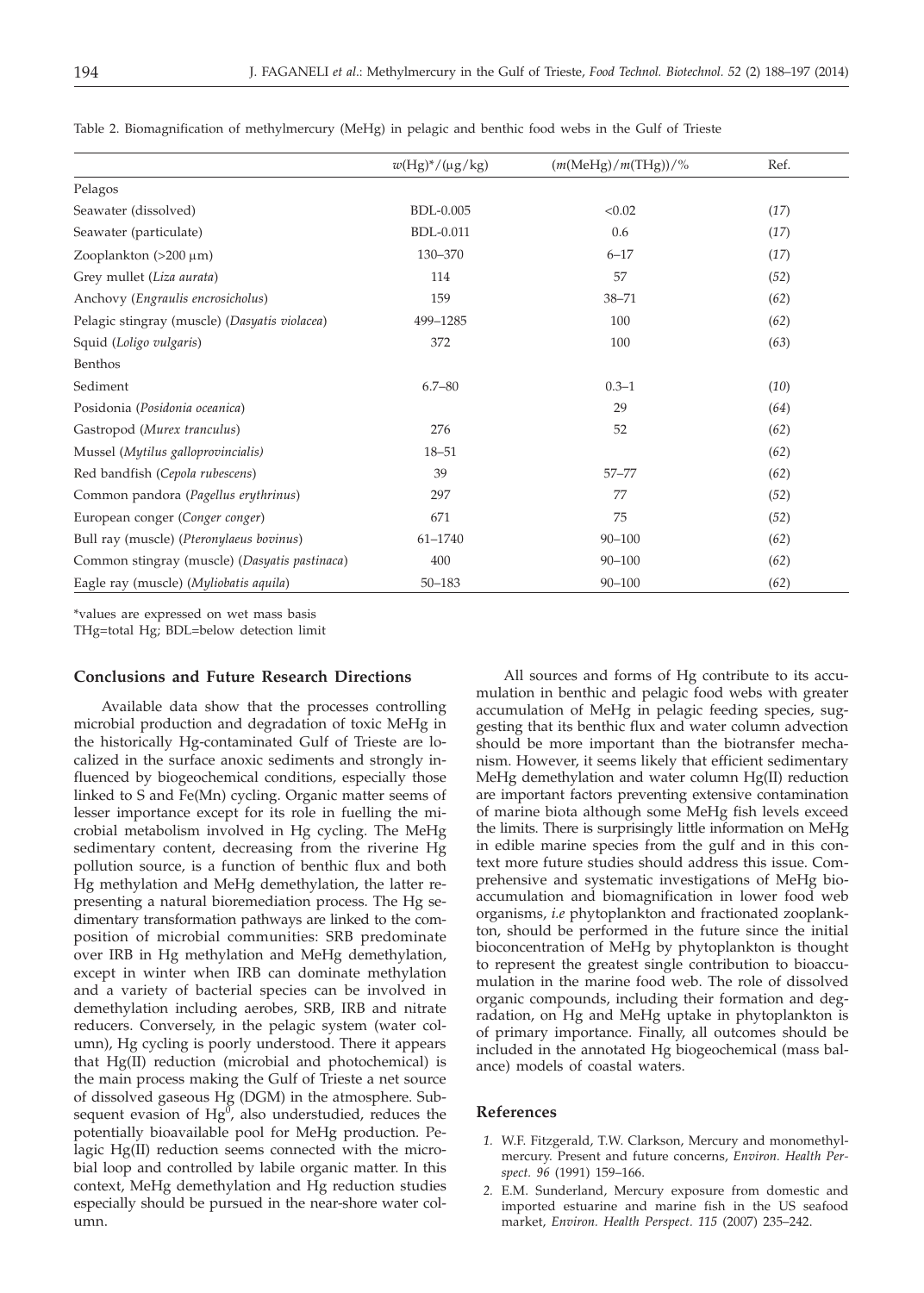Table 2. Biomagnification of methylmercury (MeHg) in pelagic and benthic food webs in the Gulf of Trieste

| | $w(\mathrm{Hg})^*/(\mu\mathrm{g/kg})$ | $(m(\mathrm{MeHg})/m(\mathrm{THg}))/\%$ | Ref. |
|---|---|---|---|
| Pelagos | | | |
| Seawater (dissolved) | BDL-0.005 | <0.02 | (*17*) |
| Seawater (particulate) | BDL-0.011 | 0.6 | (*17*) |
| Zooplankton (>200 μm) | 130–370 | 6–17 | (*17*) |
| Grey mullet (*Liza aurata*) | 114 | 57 | (*52*) |
| Anchovy (*Engraulis encrosicholus*) | 159 | 38–71 | (*62*) |
| Pelagic stingray (muscle) (*Dasyatis violacea*) | 499–1285 | 100 | (*62*) |
| Squid (*Loligo vulgaris*) | 372 | 100 | (*63*) |
| Benthos | | | |
| Sediment | 6.7–80 | 0.3–1 | (*10*) |
| Posidonia (*Posidonia oceanica*) | | 29 | (*64*) |
| Gastropod (*Murex tranculus*) | 276 | 52 | (*62*) |
| Mussel (*Mytilus galloprovincialis*) | 18–51 | | (*62*) |
| Red bandfish (*Cepola rubescens*) | 39 | 57–77 | (*62*) |
| Common pandora (*Pagellus erythrinus*) | 297 | 77 | (*52*) |
| European conger (*Conger conger*) | 671 | 75 | (*52*) |
| Bull ray (muscle) (*Pteronylaeus bovinus*) | 61–1740 | 90–100 | (*62*) |
| Common stingray (muscle) (*Dasyatis pastinaca*) | 400 | 90–100 | (*62*) |
| Eagle ray (muscle) (*Myliobatis aquila*) | 50–183 | 90–100 | (*62*) |

*values are expressed on wet mass basis
THg=total Hg; BDL=below detection limit

## Conclusions and Future Research Directions

Available data show that the processes controlling microbial production and degradation of toxic MeHg in the historically Hg-contaminated Gulf of Trieste are localized in the surface anoxic sediments and strongly influenced by biogeochemical conditions, especially those linked to S and Fe(Mn) cycling. Organic matter seems of lesser importance except for its role in fuelling the microbial metabolism involved in Hg cycling. The MeHg sedimentary content, decreasing from the riverine Hg pollution source, is a function of benthic flux and both Hg methylation and MeHg demethylation, the latter representing a natural bioremediation process. The Hg sedimentary transformation pathways are linked to the composition of microbial communities: SRB predominate over IRB in Hg methylation and MeHg demethylation, except in winter when IRB can dominate methylation and a variety of bacterial species can be involved in demethylation including aerobes, SRB, IRB and nitrate reducers. Conversely, in the pelagic system (water column), Hg cycling is poorly understood. There it appears that Hg(II) reduction (microbial and photochemical) is the main process making the Gulf of Trieste a net source of dissolved gaseous Hg (DGM) in the atmosphere. Subsequent evasion of $Hg^0$, also understudied, reduces the potentially bioavailable pool for MeHg production. Pelagic Hg(II) reduction seems connected with the microbial loop and controlled by labile organic matter. In this context, MeHg demethylation and Hg reduction studies especially should be pursued in the near-shore water column.

All sources and forms of Hg contribute to its accumulation in benthic and pelagic food webs with greater accumulation of MeHg in pelagic feeding species, suggesting that its benthic flux and water column advection should be more important than the biotransfer mechanism. However, it seems likely that efficient sedimentary MeHg demethylation and water column Hg(II) reduction are important factors preventing extensive contamination of marine biota although some MeHg fish levels exceed the limits. There is surprisingly little information on MeHg in edible marine species from the gulf and in this context more future studies should address this issue. Comprehensive and systematic investigations of MeHg bioaccumulation and biomagnification in lower food web organisms, *i.e* phytoplankton and fractionated zooplankton, should be performed in the future since the initial bioconcentration of MeHg by phytoplankton is thought to represent the greatest single contribution to bioaccumulation in the marine food web. The role of dissolved organic compounds, including their formation and degradation, on Hg and MeHg uptake in phytoplankton is of primary importance. Finally, all outcomes should be included in the annotated Hg biogeochemical (mass balance) models of coastal waters.

## References

1. W.F. Fitzgerald, T.W. Clarkson, Mercury and monomethylmercury. Present and future concerns, *Environ. Health Perspect. 96* (1991) 159–166.
2. E.M. Sunderland, Mercury exposure from domestic and imported estuarine and marine fish in the US seafood market, *Environ. Health Perspect. 115* (2007) 235–242.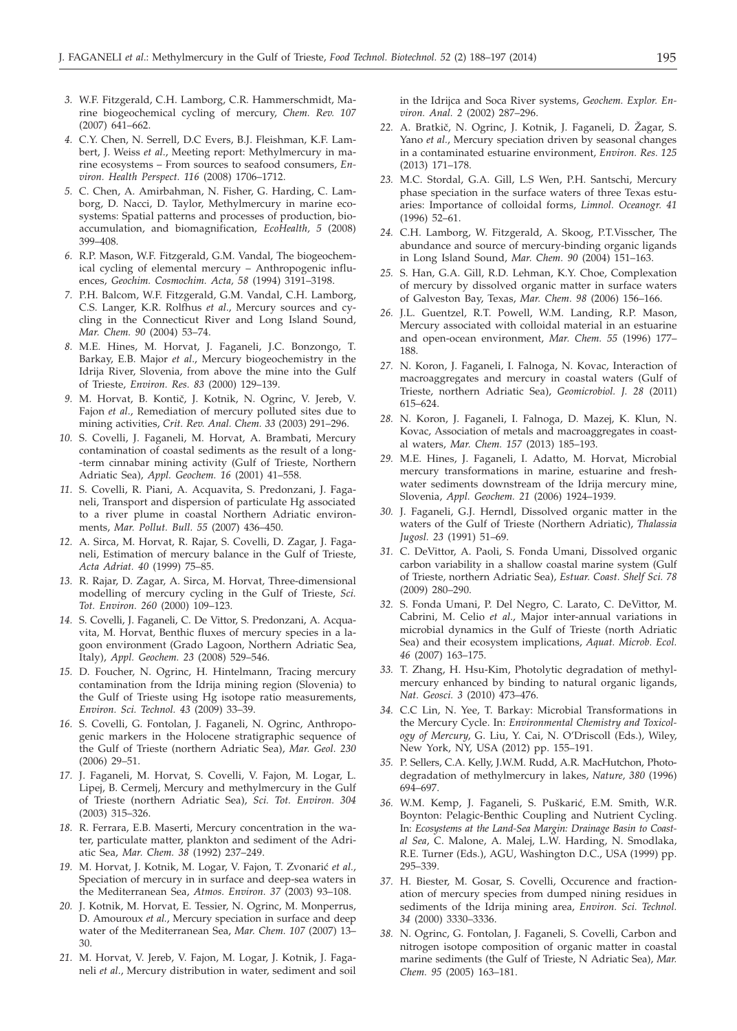3. W.F. Fitzgerald, C.H. Lamborg, C.R. Hammerschmidt, Marine biogeochemical cycling of mercury, *Chem. Rev. 107* (2007) 641–662.
4. C.Y. Chen, N. Serrell, D.C Evers, B.J. Fleishman, K.F. Lambert, J. Weiss *et al.*, Meeting report: Methylmercury in marine ecosystems – From sources to seafood consumers, *Environ. Health Perspect. 116* (2008) 1706–1712.
5. C. Chen, A. Amirbahman, N. Fisher, G. Harding, C. Lamborg, D. Nacci, D. Taylor, Methylmercury in marine ecosystems: Spatial patterns and processes of production, bioaccumulation, and biomagnification, *EcoHealth, 5* (2008) 399–408.
6. R.P. Mason, W.F. Fitzgerald, G.M. Vandal, The biogeochemical cycling of elemental mercury – Anthropogenic influences, *Geochim. Cosmochim. Acta, 58* (1994) 3191–3198.
7. P.H. Balcom, W.F. Fitzgerald, G.M. Vandal, C.H. Lamborg, C.S. Langer, K.R. Rolfhus *et al.*, Mercury sources and cycling in the Connecticut River and Long Island Sound, *Mar. Chem. 90* (2004) 53–74.
8. M.E. Hines, M. Horvat, J. Faganeli, J.C. Bonzongo, T. Barkay, E.B. Major *et al.*, Mercury biogeochemistry in the Idrija River, Slovenia, from above the mine into the Gulf of Trieste, *Environ. Res. 83* (2000) 129–139.
9. M. Horvat, B. Kontič, J. Kotnik, N. Ogrinc, V. Jereb, V. Fajon *et al.*, Remediation of mercury polluted sites due to mining activities, *Crit. Rev. Anal. Chem. 33* (2003) 291–296.
10. S. Covelli, J. Faganeli, M. Horvat, A. Brambati, Mercury contamination of coastal sediments as the result of a long-term cinnabar mining activity (Gulf of Trieste, Northern Adriatic Sea), *Appl. Geochem. 16* (2001) 41–558.
11. S. Covelli, R. Piani, A. Acquavita, S. Predonzani, J. Faganeli, Transport and dispersion of particulate Hg associated to a river plume in coastal Northern Adriatic environments, *Mar. Pollut. Bull. 55* (2007) 436–450.
12. A. Sirca, M. Horvat, R. Rajar, S. Covelli, D. Zagar, J. Faganeli, Estimation of mercury balance in the Gulf of Trieste, *Acta Adriat. 40* (1999) 75–85.
13. R. Rajar, D. Zagar, A. Sirca, M. Horvat, Three-dimensional modelling of mercury cycling in the Gulf of Trieste, *Sci. Tot. Environ. 260* (2000) 109–123.
14. S. Covelli, J. Faganeli, C. De Vittor, S. Predonzani, A. Acquavita, M. Horvat, Benthic fluxes of mercury species in a lagoon environment (Grado Lagoon, Northern Adriatic Sea, Italy), *Appl. Geochem. 23* (2008) 529–546.
15. D. Foucher, N. Ogrinc, H. Hintelmann, Tracing mercury contamination from the Idrija mining region (Slovenia) to the Gulf of Trieste using Hg isotope ratio measurements, *Environ. Sci. Technol. 43* (2009) 33–39.
16. S. Covelli, G. Fontolan, J. Faganeli, N. Ogrinc, Anthropogenic markers in the Holocene stratigraphic sequence of the Gulf of Trieste (northern Adriatic Sea), *Mar. Geol. 230* (2006) 29–51.
17. J. Faganeli, M. Horvat, S. Covelli, V. Fajon, M. Logar, L. Lipej, B. Cermelj, Mercury and methylmercury in the Gulf of Trieste (northern Adriatic Sea), *Sci. Tot. Environ. 304* (2003) 315–326.
18. R. Ferrara, E.B. Maserti, Mercury concentration in the water, particulate matter, plankton and sediment of the Adriatic Sea, *Mar. Chem. 38* (1992) 237–249.
19. M. Horvat, J. Kotnik, M. Logar, V. Fajon, T. Zvonarić *et al.*, Speciation of mercury in surface and deep-sea waters in the Mediterranean Sea, *Atmos. Environ. 37* (2003) 93–108.
20. J. Kotnik, M. Horvat, E. Tessier, N. Ogrinc, M. Monperrus, D. Amouroux *et al.*, Mercury speciation in surface and deep water of the Mediterranean Sea, *Mar. Chem. 107* (2007) 13–30.
21. M. Horvat, V. Jereb, V. Fajon, M. Logar, J. Kotnik, J. Faganeli *et al.*, Mercury distribution in water, sediment and soil in the Idrijca and Soca River systems, *Geochem. Explor. Environ. Anal. 2* (2002) 287–296.
22. A. Bratkič, N. Ogrinc, J. Kotnik, J. Faganeli, D. Žagar, S. Yano *et al.*, Mercury speciation driven by seasonal changes in a contaminated estuarine environment, *Environ. Res. 125* (2013) 171–178.
23. M.C. Stordal, G.A. Gill, L.S Wen, P.H. Santschi, Mercury phase speciation in the surface waters of three Texas estuaries: Importance of colloidal forms, *Limnol. Oceanogr. 41* (1996) 52–61.
24. C.H. Lamborg, W. Fitzgerald, A. Skoog, P.T.Visscher, The abundance and source of mercury-binding organic ligands in Long Island Sound, *Mar. Chem. 90* (2004) 151–163.
25. S. Han, G.A. Gill, R.D. Lehman, K.Y. Choe, Complexation of mercury by dissolved organic matter in surface waters of Galveston Bay, Texas, *Mar. Chem. 98* (2006) 156–166.
26. J.L. Guentzel, R.T. Powell, W.M. Landing, R.P. Mason, Mercury associated with colloidal material in an estuarine and open-ocean environment, *Mar. Chem. 55* (1996) 177–188.
27. N. Koron, J. Faganeli, I. Falnoga, N. Kovac, Interaction of macroaggregates and mercury in coastal waters (Gulf of Trieste, northern Adriatic Sea), *Geomicrobiol. J. 28* (2011) 615–624.
28. N. Koron, J. Faganeli, I. Falnoga, D. Mazej, K. Klun, N. Kovac, Association of metals and macroaggregates in coastal waters, *Mar. Chem. 157* (2013) 185–193.
29. M.E. Hines, J. Faganeli, I. Adatto, M. Horvat, Microbial mercury transformations in marine, estuarine and freshwater sediments downstream of the Idrija mercury mine, Slovenia, *Appl. Geochem. 21* (2006) 1924–1939.
30. J. Faganeli, G.J. Herndl, Dissolved organic matter in the waters of the Gulf of Trieste (Northern Adriatic), *Thalassia Jugosl. 23* (1991) 51–69.
31. C. DeVittor, A. Paoli, S. Fonda Umani, Dissolved organic carbon variability in a shallow coastal marine system (Gulf of Trieste, northern Adriatic Sea), *Estuar. Coast. Shelf Sci. 78* (2009) 280–290.
32. S. Fonda Umani, P. Del Negro, C. Larato, C. DeVittor, M. Cabrini, M. Celio *et al.*, Major inter-annual variations in microbial dynamics in the Gulf of Trieste (north Adriatic Sea) and their ecosystem implications, *Aquat. Microb. Ecol. 46* (2007) 163–175.
33. T. Zhang, H. Hsu-Kim, Photolytic degradation of methylmercury enhanced by binding to natural organic ligands, *Nat. Geosci. 3* (2010) 473–476.
34. C.C Lin, N. Yee, T. Barkay: Microbial Transformations in the Mercury Cycle. In: *Environmental Chemistry and Toxicology of Mercury*, G. Liu, Y. Cai, N. O'Driscoll (Eds.), Wiley, New York, NY, USA (2012) pp. 155–191.
35. P. Sellers, C.A. Kelly, J.W.M. Rudd, A.R. MacHutchon, Photodegradation of methylmercury in lakes, *Nature, 380* (1996) 694–697.
36. W.M. Kemp, J. Faganeli, S. Puškarić, E.M. Smith, W.R. Boynton: Pelagic-Benthic Coupling and Nutrient Cycling. In: *Ecosystems at the Land-Sea Margin: Drainage Basin to Coastal Sea*, C. Malone, A. Malej, L.W. Harding, N. Smodlaka, R.E. Turner (Eds.), AGU, Washington D.C., USA (1999) pp. 295–339.
37. H. Biester, M. Gosar, S. Covelli, Occurence and fractionation of mercury species from dumped nining residues in sediments of the Idrija mining area, *Environ. Sci. Technol. 34* (2000) 3330–3336.
38. N. Ogrinc, G. Fontolan, J. Faganeli, S. Covelli, Carbon and nitrogen isotope composition of organic matter in coastal marine sediments (the Gulf of Trieste, N Adriatic Sea), *Mar. Chem. 95* (2005) 163–181.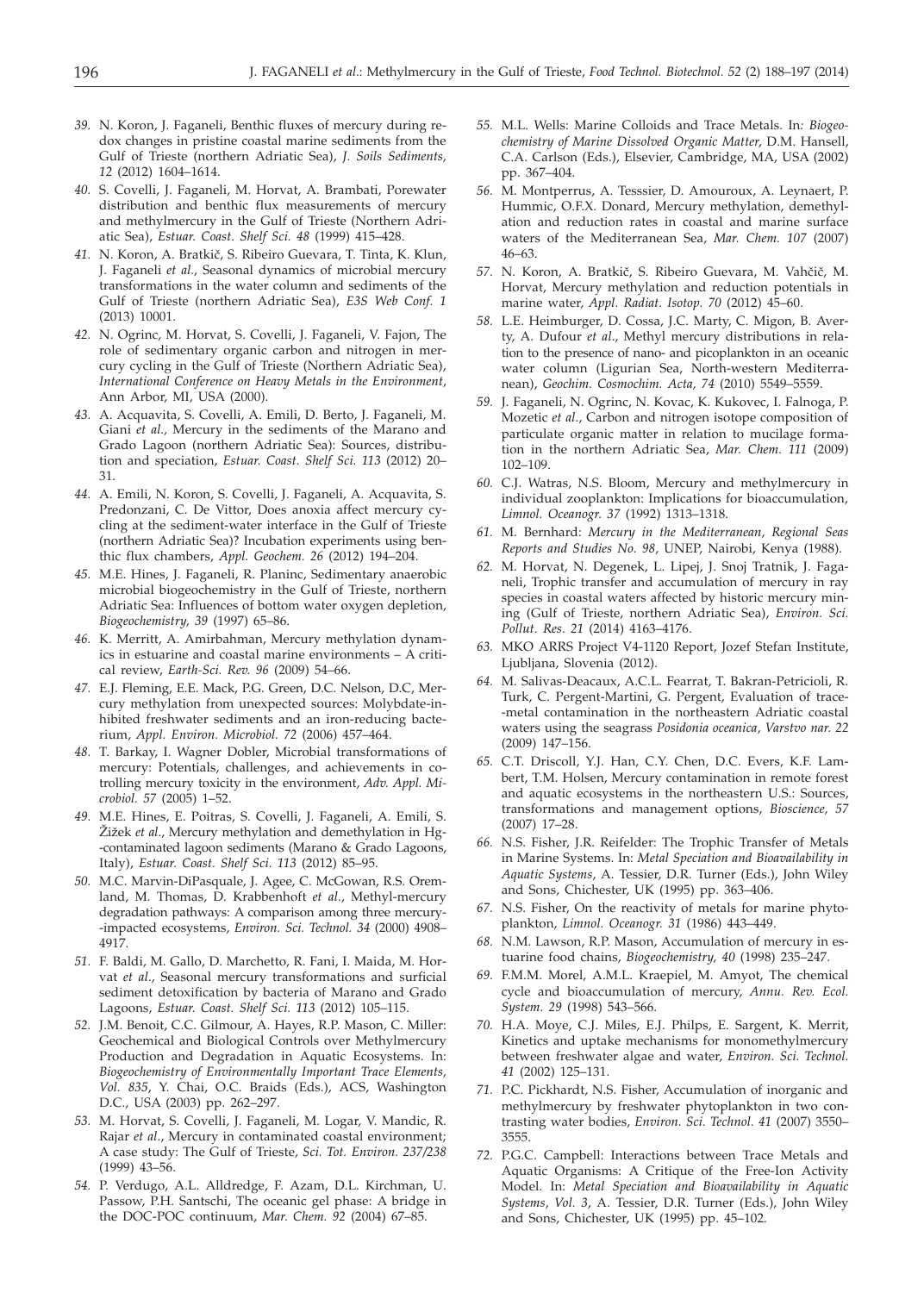39. N. Koron, J. Faganeli, Benthic fluxes of mercury during redox changes in pristine coastal marine sediments from the Gulf of Trieste (northern Adriatic Sea), *J. Soils Sediments, 12* (2012) 1604–1614.

40. S. Covelli, J. Faganeli, M. Horvat, A. Brambati, Porewater distribution and benthic flux measurements of mercury and methylmercury in the Gulf of Trieste (Northern Adriatic Sea), *Estuar. Coast. Shelf Sci. 48* (1999) 415–428.

41. N. Koron, A. Bratkič, S. Ribeiro Guevara, T. Tinta, K. Klun, J. Faganeli *et al.*, Seasonal dynamics of microbial mercury transformations in the water column and sediments of the Gulf of Trieste (northern Adriatic Sea), *E3S Web Conf. 1* (2013) 10001.

42. N. Ogrinc, M. Horvat, S. Covelli, J. Faganeli, V. Fajon, The role of sedimentary organic carbon and nitrogen in mercury cycling in the Gulf of Trieste (Northern Adriatic Sea), *International Conference on Heavy Metals in the Environment*, Ann Arbor, MI, USA (2000).

43. A. Acquavita, S. Covelli, A. Emili, D. Berto, J. Faganeli, M. Giani *et al.*, Mercury in the sediments of the Marano and Grado Lagoon (northern Adriatic Sea): Sources, distribution and speciation, *Estuar. Coast. Shelf Sci. 113* (2012) 20–31.

44. A. Emili, N. Koron, S. Covelli, J. Faganeli, A. Acquavita, S. Predonzani, C. De Vittor, Does anoxia affect mercury cycling at the sediment-water interface in the Gulf of Trieste (northern Adriatic Sea)? Incubation experiments using benthic flux chambers, *Appl. Geochem. 26* (2012) 194–204.

45. M.E. Hines, J. Faganeli, R. Planinc, Sedimentary anaerobic microbial biogeochemistry in the Gulf of Trieste, northern Adriatic Sea: Influences of bottom water oxygen depletion, *Biogeochemistry, 39* (1997) 65–86.

46. K. Merritt, A. Amirbahman, Mercury methylation dynamics in estuarine and coastal marine environments – A critical review, *Earth-Sci. Rev. 96* (2009) 54–66.

47. E.J. Fleming, E.E. Mack, P.G. Green, D.C. Nelson, D.C, Mercury methylation from unexpected sources: Molybdate-inhibited freshwater sediments and an iron-reducing bacterium, *Appl. Environ. Microbiol. 72* (2006) 457–464.

48. T. Barkay, I. Wagner Dobler, Microbial transformations of mercury: Potentials, challenges, and achievements in controlling mercury toxicity in the environment, *Adv. Appl. Microbiol. 57* (2005) 1–52.

49. M.E. Hines, E. Poitras, S. Covelli, J. Faganeli, A. Emili, S. Žižek *et al.*, Mercury methylation and demethylation in Hg-contaminated lagoon sediments (Marano & Grado Lagoons, Italy), *Estuar. Coast. Shelf Sci. 113* (2012) 85–95.

50. M.C. Marvin-DiPasquale, J. Agee, C. McGowan, R.S. Oremland, M. Thomas, D. Krabbenhoft *et al.*, Methyl-mercury degradation pathways: A comparison among three mercury-impacted ecosystems, *Environ. Sci. Technol. 34* (2000) 4908–4917.

51. F. Baldi, M. Gallo, D. Marchetto, R. Fani, I. Maida, M. Horvat *et al.*, Seasonal mercury transformations and surficial sediment detoxification by bacteria of Marano and Grado Lagoons, *Estuar. Coast. Shelf Sci. 113* (2012) 105–115.

52. J.M. Benoit, C.C. Gilmour, A. Hayes, R.P. Mason, C. Miller: Geochemical and Biological Controls over Methylmercury Production and Degradation in Aquatic Ecosystems. In: *Biogeochemistry of Environmentally Important Trace Elements, Vol. 835*, Y. Chai, O.C. Braids (Eds.), ACS, Washington D.C., USA (2003) pp. 262–297.

53. M. Horvat, S. Covelli, J. Faganeli, M. Logar, V. Mandic, R. Rajar *et al.*, Mercury in contaminated coastal environment; A case study: The Gulf of Trieste, *Sci. Tot. Environ. 237/238* (1999) 43–56.

54. P. Verdugo, A.L. Alldredge, F. Azam, D.L. Kirchman, U. Passow, P.H. Santschi, The oceanic gel phase: A bridge in the DOC-POC continuum, *Mar. Chem. 92* (2004) 67–85.

55. M.L. Wells: Marine Colloids and Trace Metals. In: *Biogeochemistry of Marine Dissolved Organic Matter*, D.M. Hansell, C.A. Carlson (Eds.), Elsevier, Cambridge, MA, USA (2002) pp. 367–404.

56. M. Montperrus, A. Tesssier, D. Amouroux, A. Leynaert, P. Hummic, O.F.X. Donard, Mercury methylation, demethylation and reduction rates in coastal and marine surface waters of the Mediterranean Sea, *Mar. Chem. 107* (2007) 46–63.

57. N. Koron, A. Bratkič, S. Ribeiro Guevara, M. Vahčič, M. Horvat, Mercury methylation and reduction potentials in marine water, *Appl. Radiat. Isotop. 70* (2012) 45–60.

58. L.E. Heimburger, D. Cossa, J.C. Marty, C. Migon, B. Averty, A. Dufour *et al.*, Methyl mercury distributions in relation to the presence of nano- and picoplankton in an oceanic water column (Ligurian Sea, North-western Mediterranean), *Geochim. Cosmochim. Acta, 74* (2010) 5549–5559.

59. J. Faganeli, N. Ogrinc, N. Kovac, K. Kukovec, I. Falnoga, P. Mozetic *et al.*, Carbon and nitrogen isotope composition of particulate organic matter in relation to mucilage formation in the northern Adriatic Sea, *Mar. Chem. 111* (2009) 102–109.

60. C.J. Watras, N.S. Bloom, Mercury and methylmercury in individual zooplankton: Implications for bioaccumulation, *Limnol. Oceanogr. 37* (1992) 1313–1318.

61. M. Bernhard: *Mercury in the Mediterranean*, *Regional Seas Reports and Studies No. 98*, UNEP, Nairobi, Kenya (1988).

62. M. Horvat, N. Degenek, L. Lipej, J. Snoj Tratnik, J. Faganeli, Trophic transfer and accumulation of mercury in ray species in coastal waters affected by historic mercury mining (Gulf of Trieste, northern Adriatic Sea), *Environ. Sci. Pollut. Res. 21* (2014) 4163–4176.

63. MKO ARRS Project V4-1120 Report, Jozef Stefan Institute, Ljubljana, Slovenia (2012).

64. M. Salivas-Deacaux, A.C.L. Fearrat, T. Bakran-Petricioli, R. Turk, C. Pergent-Martini, G. Pergent, Evaluation of trace-metal contamination in the northeastern Adriatic coastal waters using the seagrass *Posidonia oceanica*, *Varstvo nar. 22* (2009) 147–156.

65. C.T. Driscoll, Y.J. Han, C.Y. Chen, D.C. Evers, K.F. Lambert, T.M. Holsen, Mercury contamination in remote forest and aquatic ecosystems in the northeastern U.S.: Sources, transformations and management options, *Bioscience, 57* (2007) 17–28.

66. N.S. Fisher, J.R. Reifelder: The Trophic Transfer of Metals in Marine Systems. In: *Metal Speciation and Bioavailability in Aquatic Systems*, A. Tessier, D.R. Turner (Eds.), John Wiley and Sons, Chichester, UK (1995) pp. 363–406.

67. N.S. Fisher, On the reactivity of metals for marine phytoplankton, *Limnol. Oceanogr. 31* (1986) 443–449.

68. N.M. Lawson, R.P. Mason, Accumulation of mercury in estuarine food chains, *Biogeochemistry, 40* (1998) 235–247.

69. F.M.M. Morel, A.M.L. Kraepiel, M. Amyot, The chemical cycle and bioaccumulation of mercury, *Annu. Rev. Ecol. System. 29* (1998) 543–566.

70. H.A. Moye, C.J. Miles, E.J. Philps, E. Sargent, K. Merrit, Kinetics and uptake mechanisms for monomethylmercury between freshwater algae and water, *Environ. Sci. Technol. 41* (2002) 125–131.

71. P.C. Pickhardt, N.S. Fisher, Accumulation of inorganic and methylmercury by freshwater phytoplankton in two contrasting water bodies, *Environ. Sci. Technol. 41* (2007) 3550–3555.

72. P.G.C. Campbell: Interactions between Trace Metals and Aquatic Organisms: A Critique of the Free-Ion Activity Model. In: *Metal Speciation and Bioavailability in Aquatic Systems, Vol. 3*, A. Tessier, D.R. Turner (Eds.), John Wiley and Sons, Chichester, UK (1995) pp. 45–102.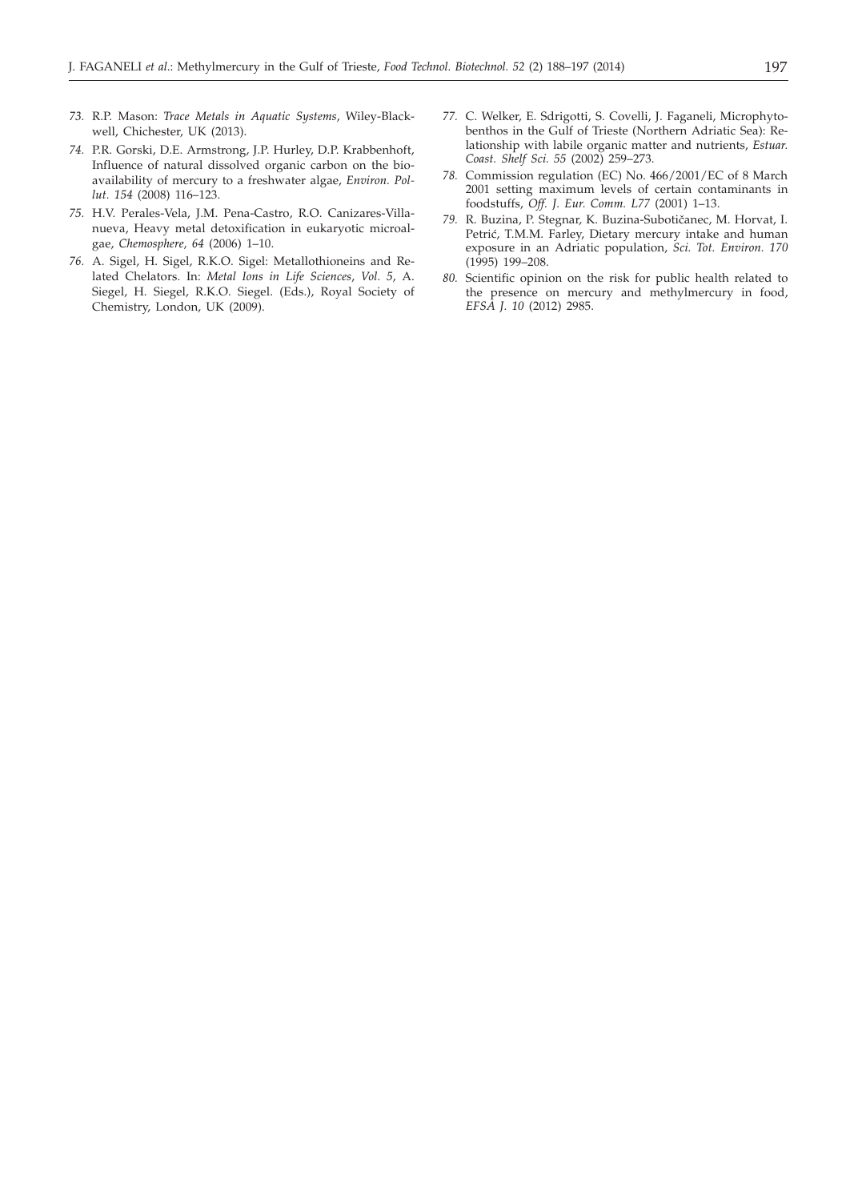73. R.P. Mason: *Trace Metals in Aquatic Systems*, Wiley-Blackwell, Chichester, UK (2013).

74. P.R. Gorski, D.E. Armstrong, J.P. Hurley, D.P. Krabbenhoft, Influence of natural dissolved organic carbon on the bioavailability of mercury to a freshwater algae, *Environ. Pollut. 154* (2008) 116–123.

75. H.V. Perales-Vela, J.M. Pena-Castro, R.O. Canizares-Villanueva, Heavy metal detoxification in eukaryotic microalgae, *Chemosphere, 64* (2006) 1–10.

76. A. Sigel, H. Sigel, R.K.O. Sigel: Metallothioneins and Related Chelators. In: *Metal Ions in Life Sciences, Vol. 5*, A. Siegel, H. Siegel, R.K.O. Siegel. (Eds.), Royal Society of Chemistry, London, UK (2009).

77. C. Welker, E. Sdrigotti, S. Covelli, J. Faganeli, Microphytobenthos in the Gulf of Trieste (Northern Adriatic Sea): Relationship with labile organic matter and nutrients, *Estuar. Coast. Shelf Sci. 55* (2002) 259–273.

78. Commission regulation (EC) No. 466/2001/EC of 8 March 2001 setting maximum levels of certain contaminants in foodstuffs, *Off. J. Eur. Comm. L77* (2001) 1–13.

79. R. Buzina, P. Stegnar, K. Buzina-Subotičanec, M. Horvat, I. Petrić, T.M.M. Farley, Dietary mercury intake and human exposure in an Adriatic population, *Sci. Tot. Environ. 170* (1995) 199–208.

80. Scientific opinion on the risk for public health related to the presence on mercury and methylmercury in food, *EFSA J. 10* (2012) 2985.